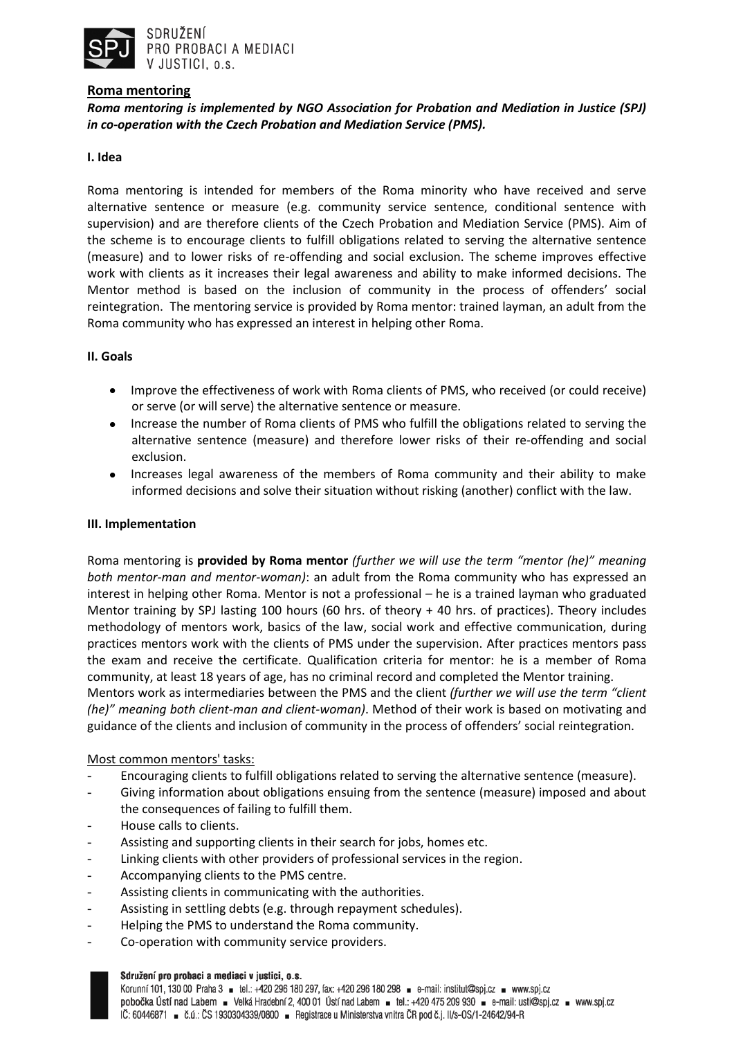## Roma mentoring

***Roma mentoring is implemented by NGO Association for Probation and Mediation in Justice (SPJ) in co-operation with the Czech Probation and Mediation Service (PMS).***

### I. Idea

Roma mentoring is intended for members of the Roma minority who have received and serve alternative sentence or measure (e.g. community service sentence, conditional sentence with supervision) and are therefore clients of the Czech Probation and Mediation Service (PMS). Aim of the scheme is to encourage clients to fulfill obligations related to serving the alternative sentence (measure) and to lower risks of re-offending and social exclusion. The scheme improves effective work with clients as it increases their legal awareness and ability to make informed decisions. The Mentor method is based on the inclusion of community in the process of offenders' social reintegration. The mentoring service is provided by Roma mentor: trained layman, an adult from the Roma community who has expressed an interest in helping other Roma.

### II. Goals

- Improve the effectiveness of work with Roma clients of PMS, who received (or could receive) or serve (or will serve) the alternative sentence or measure.
- Increase the number of Roma clients of PMS who fulfill the obligations related to serving the alternative sentence (measure) and therefore lower risks of their re-offending and social exclusion.
- Increases legal awareness of the members of Roma community and their ability to make informed decisions and solve their situation without risking (another) conflict with the law.

### III. Implementation

Roma mentoring is **provided by Roma mentor** *(further we will use the term "mentor (he)" meaning both mentor-man and mentor-woman)*: an adult from the Roma community who has expressed an interest in helping other Roma. Mentor is not a professional – he is a trained layman who graduated Mentor training by SPJ lasting 100 hours (60 hrs. of theory + 40 hrs. of practices). Theory includes methodology of mentors work, basics of the law, social work and effective communication, during practices mentors work with the clients of PMS under the supervision. After practices mentors pass the exam and receive the certificate. Qualification criteria for mentor: he is a member of Roma community, at least 18 years of age, has no criminal record and completed the Mentor training.
Mentors work as intermediaries between the PMS and the client *(further we will use the term "client (he)" meaning both client-man and client-woman)*. Method of their work is based on motivating and guidance of the clients and inclusion of community in the process of offenders' social reintegration.

<u>Most common mentors' tasks:</u>

- Encouraging clients to fulfill obligations related to serving the alternative sentence (measure).
- Giving information about obligations ensuing from the sentence (measure) imposed and about the consequences of failing to fulfill them.
- House calls to clients.
- Assisting and supporting clients in their search for jobs, homes etc.
- Linking clients with other providers of professional services in the region.
- Accompanying clients to the PMS centre.
- Assisting clients in communicating with the authorities.
- Assisting in settling debts (e.g. through repayment schedules).
- Helping the PMS to understand the Roma community.
- Co-operation with community service providers.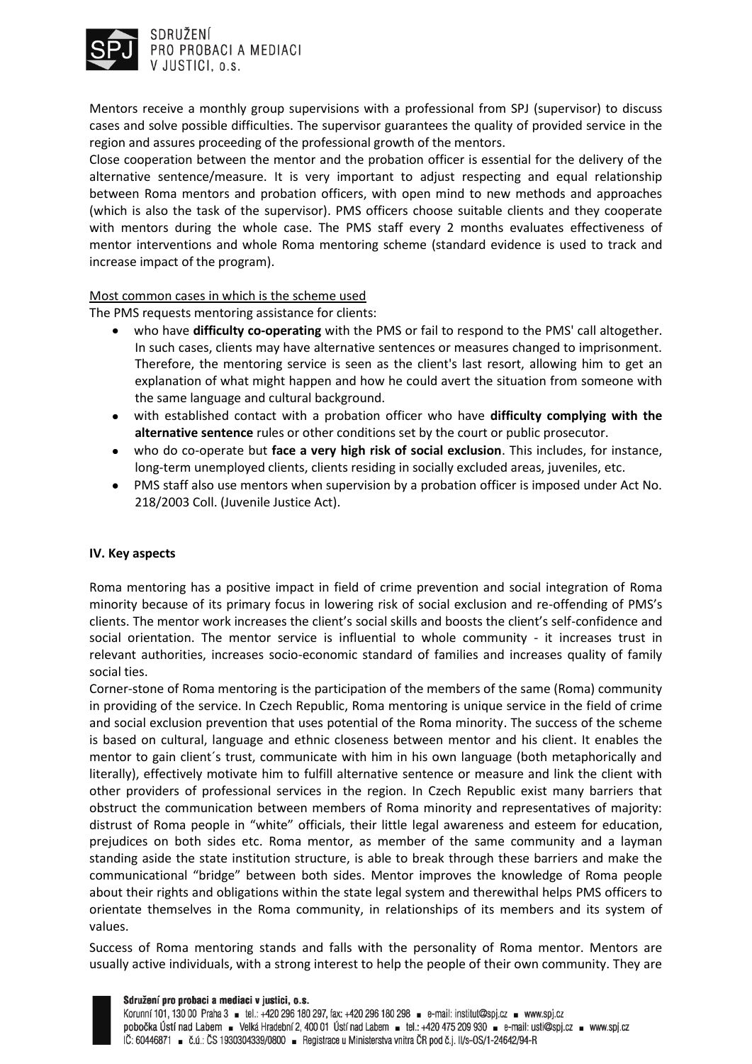Mentors receive a monthly group supervisions with a professional from SPJ (supervisor) to discuss cases and solve possible difficulties. The supervisor guarantees the quality of provided service in the region and assures proceeding of the professional growth of the mentors.

Close cooperation between the mentor and the probation officer is essential for the delivery of the alternative sentence/measure. It is very important to adjust respecting and equal relationship between Roma mentors and probation officers, with open mind to new methods and approaches (which is also the task of the supervisor). PMS officers choose suitable clients and they cooperate with mentors during the whole case. The PMS staff every 2 months evaluates effectiveness of mentor interventions and whole Roma mentoring scheme (standard evidence is used to track and increase impact of the program).

Most common cases in which is the scheme used

The PMS requests mentoring assistance for clients:

- who have **difficulty co-operating** with the PMS or fail to respond to the PMS' call altogether. In such cases, clients may have alternative sentences or measures changed to imprisonment. Therefore, the mentoring service is seen as the client's last resort, allowing him to get an explanation of what might happen and how he could avert the situation from someone with the same language and cultural background.
- with established contact with a probation officer who have **difficulty complying with the alternative sentence** rules or other conditions set by the court or public prosecutor.
- who do co-operate but **face a very high risk of social exclusion**. This includes, for instance, long-term unemployed clients, clients residing in socially excluded areas, juveniles, etc.
- PMS staff also use mentors when supervision by a probation officer is imposed under Act No. 218/2003 Coll. (Juvenile Justice Act).

## IV. Key aspects

Roma mentoring has a positive impact in field of crime prevention and social integration of Roma minority because of its primary focus in lowering risk of social exclusion and re-offending of PMS's clients. The mentor work increases the client's social skills and boosts the client's self-confidence and social orientation. The mentor service is influential to whole community - it increases trust in relevant authorities, increases socio-economic standard of families and increases quality of family social ties.

Corner-stone of Roma mentoring is the participation of the members of the same (Roma) community in providing of the service. In Czech Republic, Roma mentoring is unique service in the field of crime and social exclusion prevention that uses potential of the Roma minority. The success of the scheme is based on cultural, language and ethnic closeness between mentor and his client. It enables the mentor to gain client´s trust, communicate with him in his own language (both metaphorically and literally), effectively motivate him to fulfill alternative sentence or measure and link the client with other providers of professional services in the region. In Czech Republic exist many barriers that obstruct the communication between members of Roma minority and representatives of majority: distrust of Roma people in "white" officials, their little legal awareness and esteem for education, prejudices on both sides etc. Roma mentor, as member of the same community and a layman standing aside the state institution structure, is able to break through these barriers and make the communicational "bridge" between both sides. Mentor improves the knowledge of Roma people about their rights and obligations within the state legal system and therewithal helps PMS officers to orientate themselves in the Roma community, in relationships of its members and its system of values.

Success of Roma mentoring stands and falls with the personality of Roma mentor. Mentors are usually active individuals, with a strong interest to help the people of their own community. They are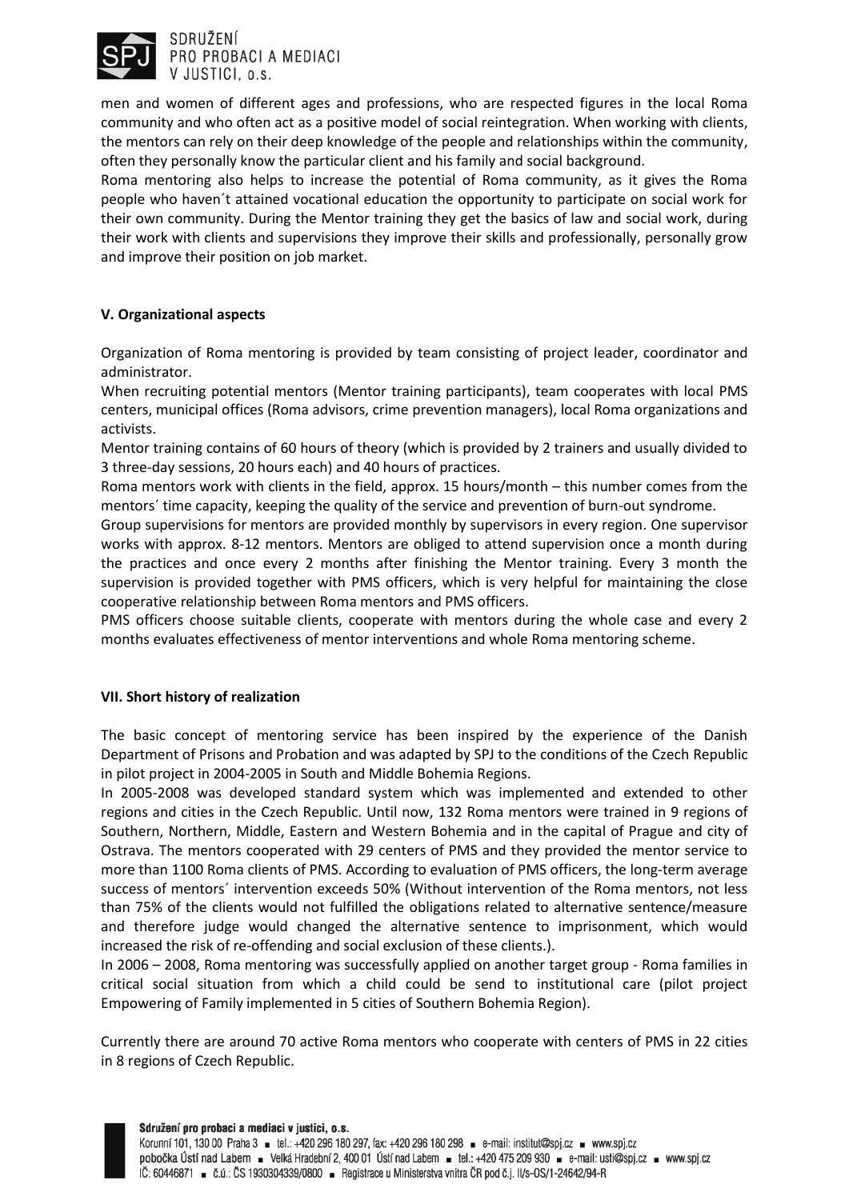men and women of different ages and professions, who are respected figures in the local Roma community and who often act as a positive model of social reintegration. When working with clients, the mentors can rely on their deep knowledge of the people and relationships within the community, often they personally know the particular client and his family and social background.

Roma mentoring also helps to increase the potential of Roma community, as it gives the Roma people who haven´t attained vocational education the opportunity to participate on social work for their own community. During the Mentor training they get the basics of law and social work, during their work with clients and supervisions they improve their skills and professionally, personally grow and improve their position on job market.

### V. Organizational aspects

Organization of Roma mentoring is provided by team consisting of project leader, coordinator and administrator.

When recruiting potential mentors (Mentor training participants), team cooperates with local PMS centers, municipal offices (Roma advisors, crime prevention managers), local Roma organizations and activists.

Mentor training contains of 60 hours of theory (which is provided by 2 trainers and usually divided to 3 three-day sessions, 20 hours each) and 40 hours of practices.

Roma mentors work with clients in the field, approx. 15 hours/month – this number comes from the mentors´ time capacity, keeping the quality of the service and prevention of burn-out syndrome.

Group supervisions for mentors are provided monthly by supervisors in every region. One supervisor works with approx. 8-12 mentors. Mentors are obliged to attend supervision once a month during the practices and once every 2 months after finishing the Mentor training. Every 3 month the supervision is provided together with PMS officers, which is very helpful for maintaining the close cooperative relationship between Roma mentors and PMS officers.

PMS officers choose suitable clients, cooperate with mentors during the whole case and every 2 months evaluates effectiveness of mentor interventions and whole Roma mentoring scheme.

### VII. Short history of realization

The basic concept of mentoring service has been inspired by the experience of the Danish Department of Prisons and Probation and was adapted by SPJ to the conditions of the Czech Republic in pilot project in 2004-2005 in South and Middle Bohemia Regions.

In 2005-2008 was developed standard system which was implemented and extended to other regions and cities in the Czech Republic. Until now, 132 Roma mentors were trained in 9 regions of Southern, Northern, Middle, Eastern and Western Bohemia and in the capital of Prague and city of Ostrava. The mentors cooperated with 29 centers of PMS and they provided the mentor service to more than 1100 Roma clients of PMS. According to evaluation of PMS officers, the long-term average success of mentors´ intervention exceeds 50% (Without intervention of the Roma mentors, not less than 75% of the clients would not fulfilled the obligations related to alternative sentence/measure and therefore judge would changed the alternative sentence to imprisonment, which would increased the risk of re-offending and social exclusion of these clients.).

In 2006 – 2008, Roma mentoring was successfully applied on another target group - Roma families in critical social situation from which a child could be send to institutional care (pilot project Empowering of Family implemented in 5 cities of Southern Bohemia Region).

Currently there are around 70 active Roma mentors who cooperate with centers of PMS in 22 cities in 8 regions of Czech Republic.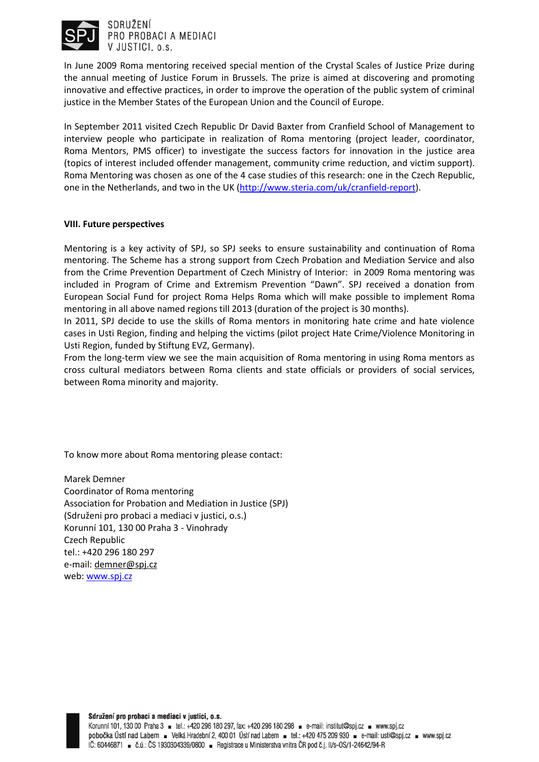In June 2009 Roma mentoring received special mention of the Crystal Scales of Justice Prize during the annual meeting of Justice Forum in Brussels. The prize is aimed at discovering and promoting innovative and effective practices, in order to improve the operation of the public system of criminal justice in the Member States of the European Union and the Council of Europe.

In September 2011 visited Czech Republic Dr David Baxter from Cranfield School of Management to interview people who participate in realization of Roma mentoring (project leader, coordinator, Roma Mentors, PMS officer) to investigate the success factors for innovation in the justice area (topics of interest included offender management, community crime reduction, and victim support). Roma Mentoring was chosen as one of the 4 case studies of this research: one in the Czech Republic, one in the Netherlands, and two in the UK (http://www.steria.com/uk/cranfield-report).

**VIII. Future perspectives**

Mentoring is a key activity of SPJ, so SPJ seeks to ensure sustainability and continuation of Roma mentoring. The Scheme has a strong support from Czech Probation and Mediation Service and also from the Crime Prevention Department of Czech Ministry of Interior: in 2009 Roma mentoring was included in Program of Crime and Extremism Prevention "Dawn". SPJ received a donation from European Social Fund for project Roma Helps Roma which will make possible to implement Roma mentoring in all above named regions till 2013 (duration of the project is 30 months).

In 2011, SPJ decide to use the skills of Roma mentors in monitoring hate crime and hate violence cases in Usti Region, finding and helping the victims (pilot project Hate Crime/Violence Monitoring in Usti Region, funded by Stiftung EVZ, Germany).

From the long-term view we see the main acquisition of Roma mentoring in using Roma mentors as cross cultural mediators between Roma clients and state officials or providers of social services, between Roma minority and majority.

To know more about Roma mentoring please contact:

Marek Demner
Coordinator of Roma mentoring
Association for Probation and Mediation in Justice (SPJ)
(Sdruženi pro probaci a mediaci v justici, o.s.)
Korunní 101, 130 00 Praha 3 - Vinohrady
Czech Republic
tel.: +420 296 180 297
e-mail: demner@spj.cz
web: www.spj.cz